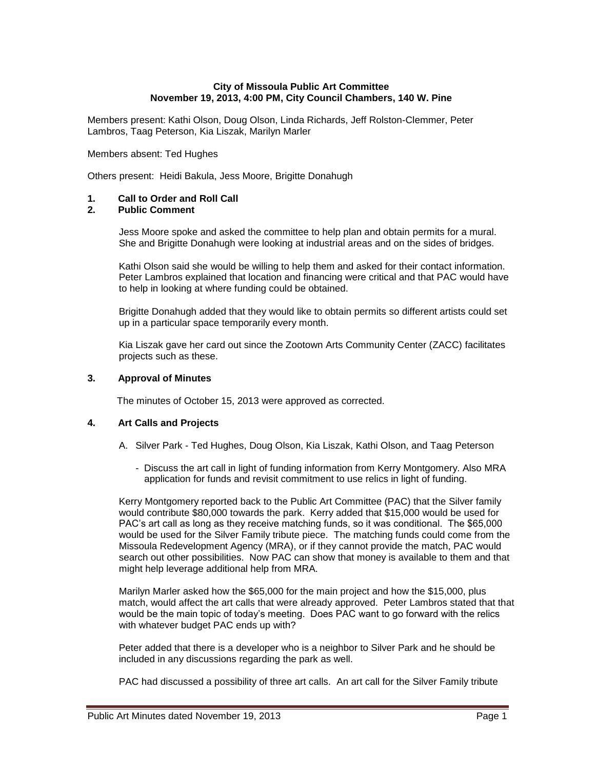**City of Missoula Public Art Committee**
**November 19, 2013, 4:00 PM, City Council Chambers, 140 W. Pine**

Members present: Kathi Olson, Doug Olson, Linda Richards, Jeff Rolston-Clemmer, Peter Lambros, Taag Peterson, Kia Liszak, Marilyn Marler

Members absent: Ted Hughes

Others present: Heidi Bakula, Jess Moore, Brigitte Donahugh

## 1. Call to Order and Roll Call

## 2. Public Comment

Jess Moore spoke and asked the committee to help plan and obtain permits for a mural. She and Brigitte Donahugh were looking at industrial areas and on the sides of bridges.

Kathi Olson said she would be willing to help them and asked for their contact information. Peter Lambros explained that location and financing were critical and that PAC would have to help in looking at where funding could be obtained.

Brigitte Donahugh added that they would like to obtain permits so different artists could set up in a particular space temporarily every month.

Kia Liszak gave her card out since the Zootown Arts Community Center (ZACC) facilitates projects such as these.

## 3. Approval of Minutes

The minutes of October 15, 2013 were approved as corrected.

## 4. Art Calls and Projects

A. Silver Park - Ted Hughes, Doug Olson, Kia Liszak, Kathi Olson, and Taag Peterson

- Discuss the art call in light of funding information from Kerry Montgomery. Also MRA application for funds and revisit commitment to use relics in light of funding.

Kerry Montgomery reported back to the Public Art Committee (PAC) that the Silver family would contribute $80,000 towards the park. Kerry added that $15,000 would be used for PAC's art call as long as they receive matching funds, so it was conditional. The $65,000 would be used for the Silver Family tribute piece. The matching funds could come from the Missoula Redevelopment Agency (MRA), or if they cannot provide the match, PAC would search out other possibilities. Now PAC can show that money is available to them and that might help leverage additional help from MRA.

Marilyn Marler asked how the $65,000 for the main project and how the $15,000, plus match, would affect the art calls that were already approved. Peter Lambros stated that that would be the main topic of today's meeting. Does PAC want to go forward with the relics with whatever budget PAC ends up with?

Peter added that there is a developer who is a neighbor to Silver Park and he should be included in any discussions regarding the park as well.

PAC had discussed a possibility of three art calls. An art call for the Silver Family tribute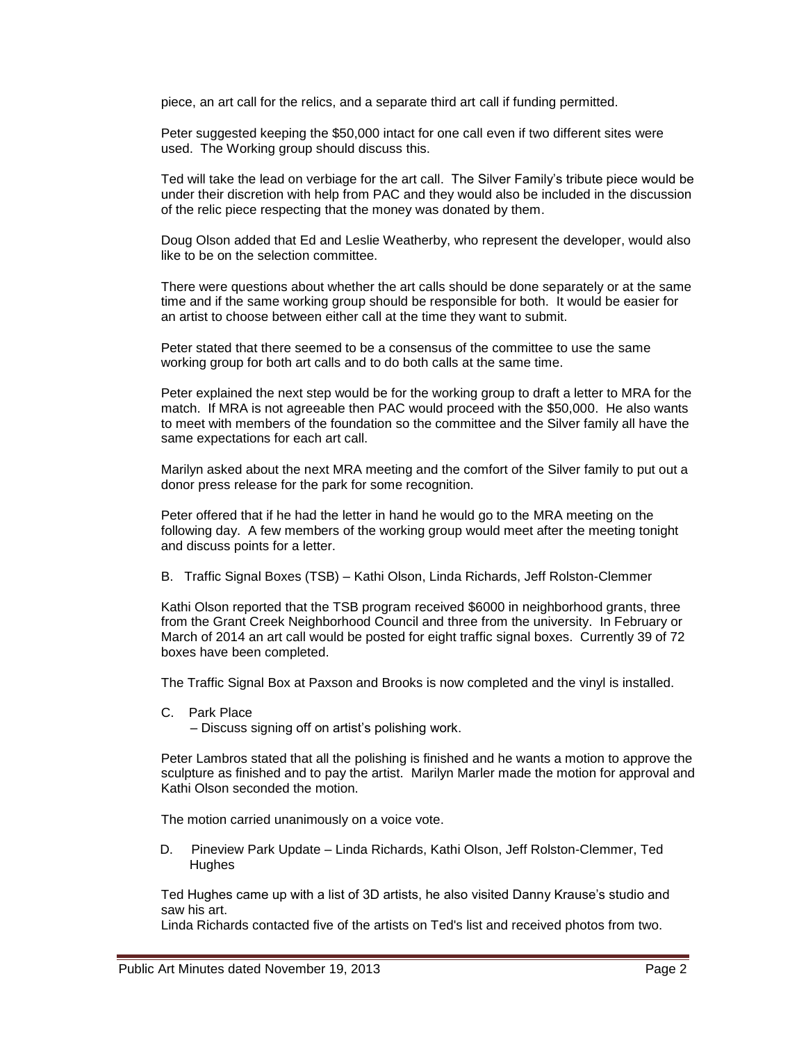piece, an art call for the relics, and a separate third art call if funding permitted.

Peter suggested keeping the $50,000 intact for one call even if two different sites were used. The Working group should discuss this.

Ted will take the lead on verbiage for the art call. The Silver Family's tribute piece would be under their discretion with help from PAC and they would also be included in the discussion of the relic piece respecting that the money was donated by them.

Doug Olson added that Ed and Leslie Weatherby, who represent the developer, would also like to be on the selection committee.

There were questions about whether the art calls should be done separately or at the same time and if the same working group should be responsible for both. It would be easier for an artist to choose between either call at the time they want to submit.

Peter stated that there seemed to be a consensus of the committee to use the same working group for both art calls and to do both calls at the same time.

Peter explained the next step would be for the working group to draft a letter to MRA for the match. If MRA is not agreeable then PAC would proceed with the $50,000. He also wants to meet with members of the foundation so the committee and the Silver family all have the same expectations for each art call.

Marilyn asked about the next MRA meeting and the comfort of the Silver family to put out a donor press release for the park for some recognition.

Peter offered that if he had the letter in hand he would go to the MRA meeting on the following day. A few members of the working group would meet after the meeting tonight and discuss points for a letter.

B. Traffic Signal Boxes (TSB) – Kathi Olson, Linda Richards, Jeff Rolston-Clemmer

Kathi Olson reported that the TSB program received $6000 in neighborhood grants, three from the Grant Creek Neighborhood Council and three from the university. In February or March of 2014 an art call would be posted for eight traffic signal boxes. Currently 39 of 72 boxes have been completed.

The Traffic Signal Box at Paxson and Brooks is now completed and the vinyl is installed.

C. Park Place
   – Discuss signing off on artist's polishing work.

Peter Lambros stated that all the polishing is finished and he wants a motion to approve the sculpture as finished and to pay the artist. Marilyn Marler made the motion for approval and Kathi Olson seconded the motion.

The motion carried unanimously on a voice vote.

D. Pineview Park Update – Linda Richards, Kathi Olson, Jeff Rolston-Clemmer, Ted Hughes

Ted Hughes came up with a list of 3D artists, he also visited Danny Krause's studio and saw his art.
Linda Richards contacted five of the artists on Ted's list and received photos from two.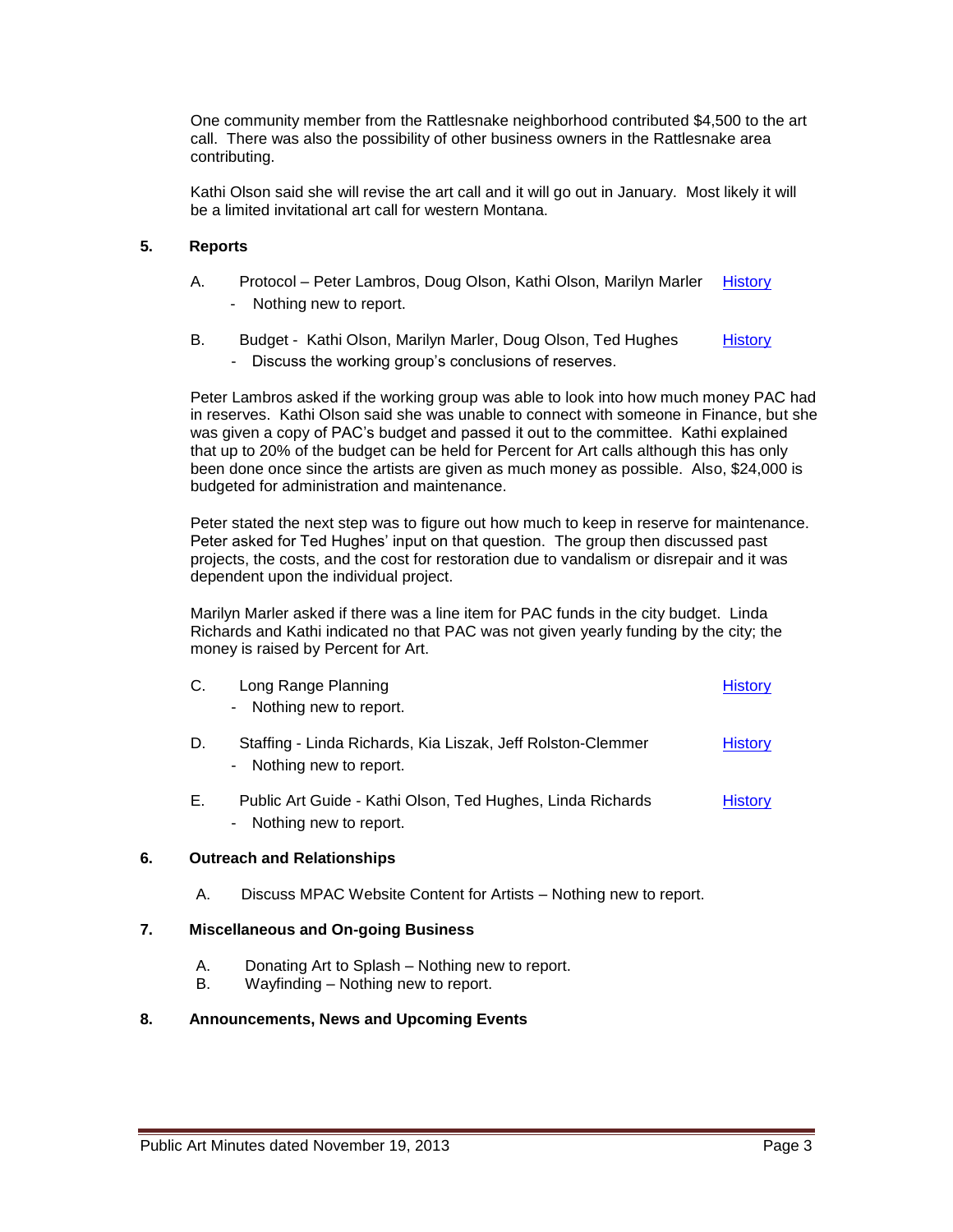One community member from the Rattlesnake neighborhood contributed $4,500 to the art call. There was also the possibility of other business owners in the Rattlesnake area contributing.

Kathi Olson said she will revise the art call and it will go out in January. Most likely it will be a limited invitational art call for western Montana.

**5. Reports**

A. Protocol – Peter Lambros, Doug Olson, Kathi Olson, Marilyn Marler [History]

- Nothing new to report.

B. Budget - Kathi Olson, Marilyn Marler, Doug Olson, Ted Hughes [History]

- Discuss the working group's conclusions of reserves.

Peter Lambros asked if the working group was able to look into how much money PAC had in reserves. Kathi Olson said she was unable to connect with someone in Finance, but she was given a copy of PAC's budget and passed it out to the committee. Kathi explained that up to 20% of the budget can be held for Percent for Art calls although this has only been done once since the artists are given as much money as possible. Also, $24,000 is budgeted for administration and maintenance.

Peter stated the next step was to figure out how much to keep in reserve for maintenance. Peter asked for Ted Hughes' input on that question. The group then discussed past projects, the costs, and the cost for restoration due to vandalism or disrepair and it was dependent upon the individual project.

Marilyn Marler asked if there was a line item for PAC funds in the city budget. Linda Richards and Kathi indicated no that PAC was not given yearly funding by the city; the money is raised by Percent for Art.

C. Long Range Planning [History]

- Nothing new to report.

D. Staffing - Linda Richards, Kia Liszak, Jeff Rolston-Clemmer [History]

- Nothing new to report.

E. Public Art Guide - Kathi Olson, Ted Hughes, Linda Richards [History]

- Nothing new to report.

**6. Outreach and Relationships**

A. Discuss MPAC Website Content for Artists – Nothing new to report.

**7. Miscellaneous and On-going Business**

A. Donating Art to Splash – Nothing new to report.
B. Wayfinding – Nothing new to report.

**8. Announcements, News and Upcoming Events**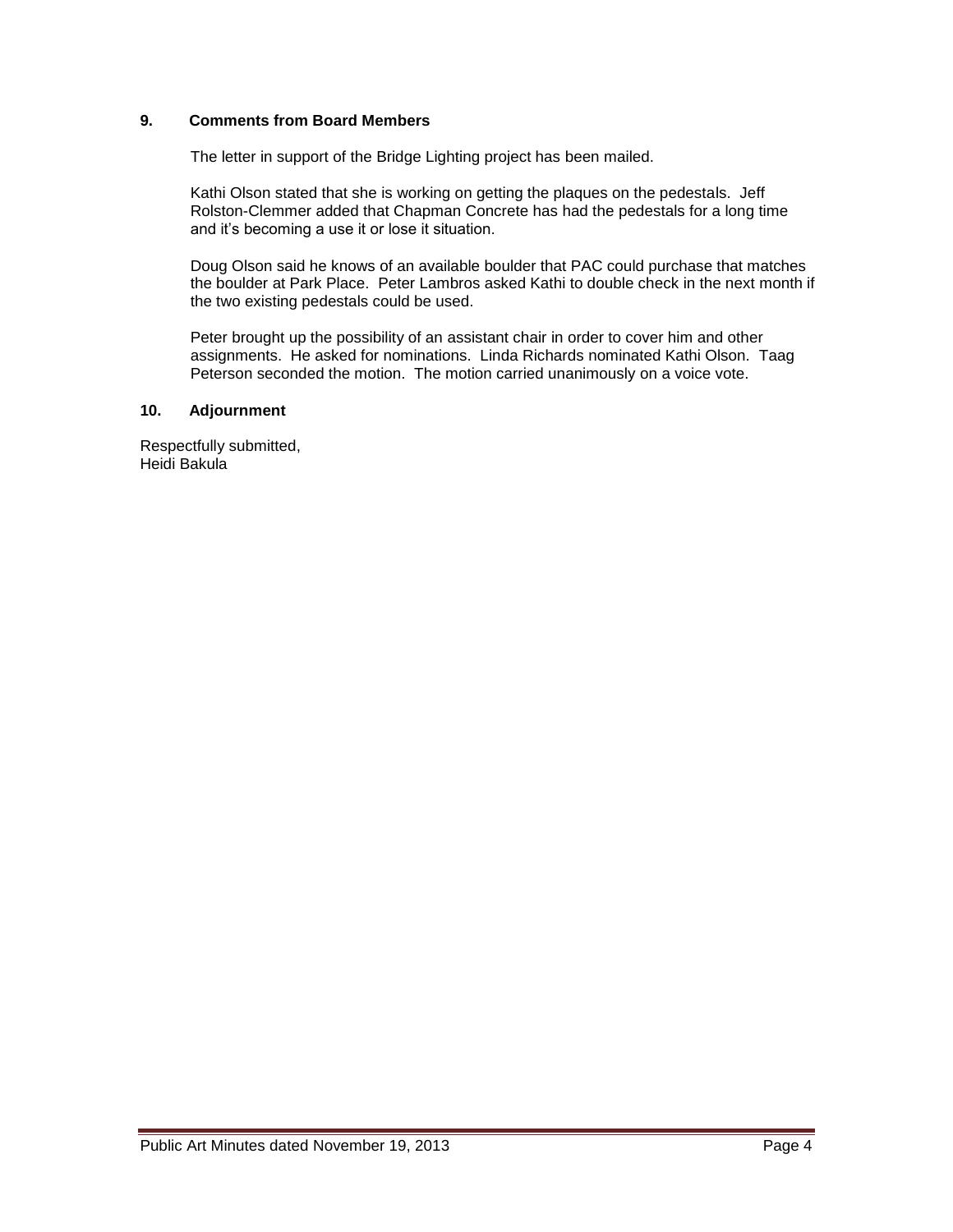## 9. Comments from Board Members

The letter in support of the Bridge Lighting project has been mailed.

Kathi Olson stated that she is working on getting the plaques on the pedestals. Jeff Rolston-Clemmer added that Chapman Concrete has had the pedestals for a long time and it's becoming a use it or lose it situation.

Doug Olson said he knows of an available boulder that PAC could purchase that matches the boulder at Park Place. Peter Lambros asked Kathi to double check in the next month if the two existing pedestals could be used.

Peter brought up the possibility of an assistant chair in order to cover him and other assignments. He asked for nominations. Linda Richards nominated Kathi Olson. Taag Peterson seconded the motion. The motion carried unanimously on a voice vote.

## 10. Adjournment

Respectfully submitted,
Heidi Bakula